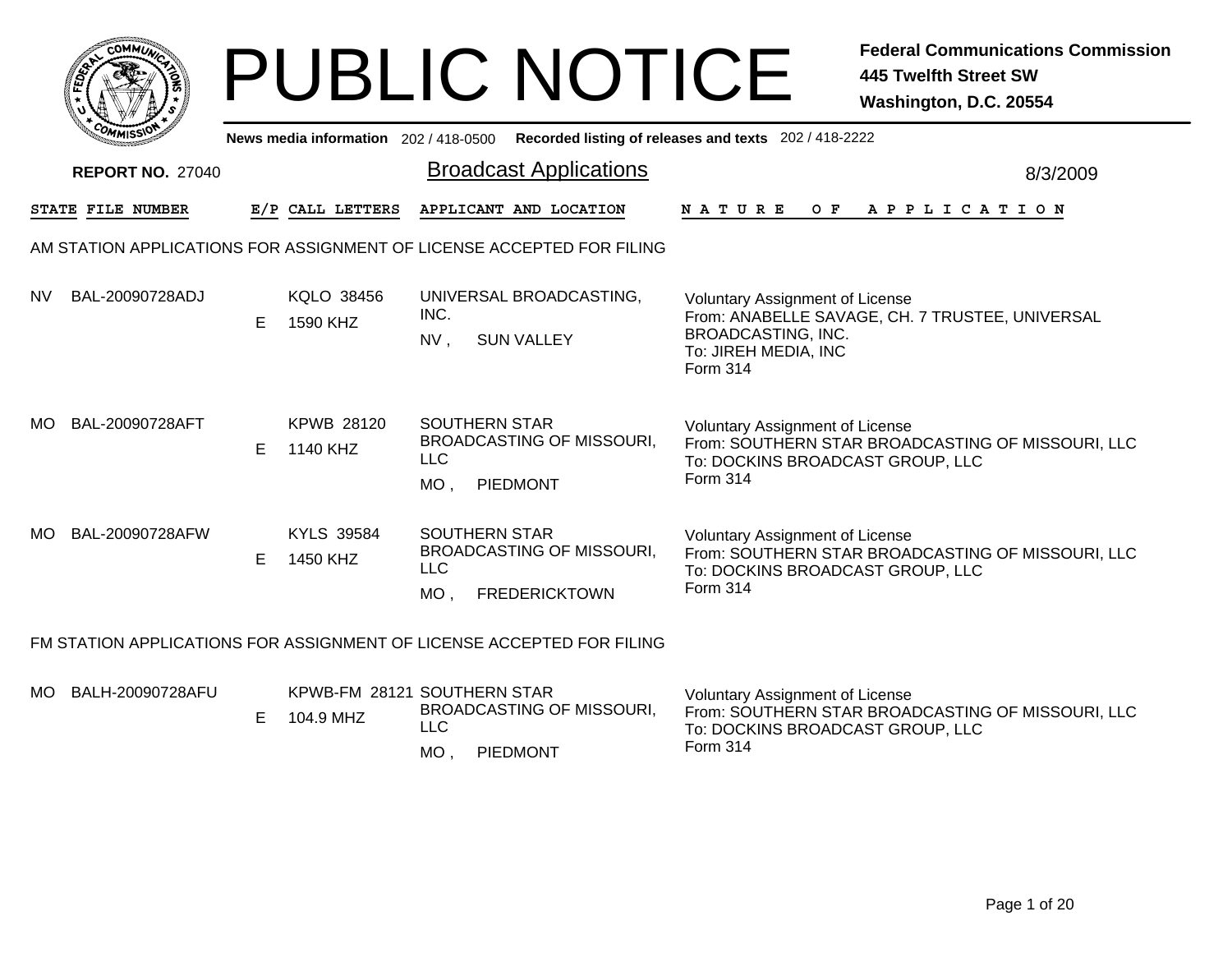# PUBLIC NOTICE

**Federal Communications Commission**
**445 Twelfth Street SW**
**Washington, D.C. 20554**

News media information 202 / 418-0500 Recorded listing of releases and texts 202 / 418-2222

**REPORT NO.** 27040

## Broadcast Applications

8/3/2009

| STATE | FILE NUMBER | E/P | CALL LETTERS | APPLICANT AND LOCATION | NATURE OF APPLICATION |
|---|---|---|---|---|---|

### AM STATION APPLICATIONS FOR ASSIGNMENT OF LICENSE ACCEPTED FOR FILING

| STATE | FILE NUMBER | E/P | CALL LETTERS | APPLICANT AND LOCATION | NATURE OF APPLICATION |
|---|---|---|---|---|---|
| NV | BAL-20090728ADJ | E | KQLO 38456 1590 KHZ | UNIVERSAL BROADCASTING, INC. NV , SUN VALLEY | Voluntary Assignment of License From: ANABELLE SAVAGE, CH. 7 TRUSTEE, UNIVERSAL BROADCASTING, INC. To: JIREH MEDIA, INC Form 314 |
| MO | BAL-20090728AFT | E | KPWB 28120 1140 KHZ | SOUTHERN STAR BROADCASTING OF MISSOURI, LLC MO , PIEDMONT | Voluntary Assignment of License From: SOUTHERN STAR BROADCASTING OF MISSOURI, LLC To: DOCKINS BROADCAST GROUP, LLC Form 314 |
| MO | BAL-20090728AFW | E | KYLS 39584 1450 KHZ | SOUTHERN STAR BROADCASTING OF MISSOURI, LLC MO , FREDERICKTOWN | Voluntary Assignment of License From: SOUTHERN STAR BROADCASTING OF MISSOURI, LLC To: DOCKINS BROADCAST GROUP, LLC Form 314 |

### FM STATION APPLICATIONS FOR ASSIGNMENT OF LICENSE ACCEPTED FOR FILING

| STATE | FILE NUMBER | E/P | CALL LETTERS | APPLICANT AND LOCATION | NATURE OF APPLICATION |
|---|---|---|---|---|---|
| MO | BALH-20090728AFU | E | KPWB-FM 28121 104.9 MHZ | SOUTHERN STAR BROADCASTING OF MISSOURI, LLC MO , PIEDMONT | Voluntary Assignment of License From: SOUTHERN STAR BROADCASTING OF MISSOURI, LLC To: DOCKINS BROADCAST GROUP, LLC Form 314 |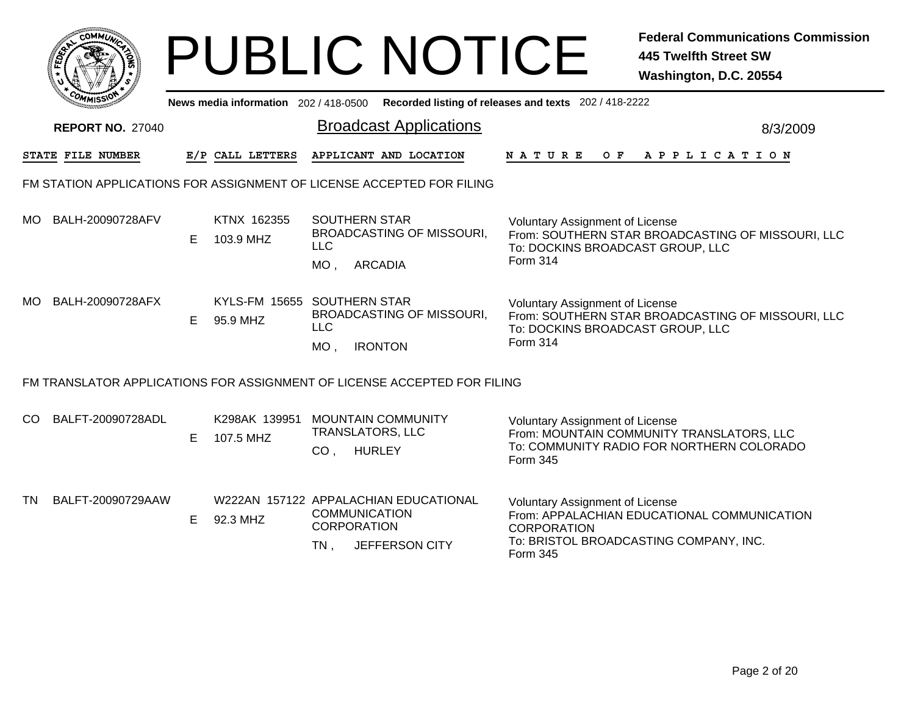# PUBLIC NOTICE

**Federal Communications Commission**
**445 Twelfth Street SW**
**Washington, D.C. 20554**

News media information 202 / 418-0500   Recorded listing of releases and texts 202 / 418-2222

**REPORT NO.** 27040

## Broadcast Applications

8/3/2009

### FM STATION APPLICATIONS FOR ASSIGNMENT OF LICENSE ACCEPTED FOR FILING

| STATE | FILE NUMBER | E/P | CALL LETTERS | APPLICANT AND LOCATION | NATURE OF APPLICATION |
|---|---|---|---|---|---|
| MO | BALH-20090728AFV | E | KTNX 162355<br>103.9 MHZ | SOUTHERN STAR BROADCASTING OF MISSOURI, LLC<br>MO , ARCADIA | Voluntary Assignment of License<br>From: SOUTHERN STAR BROADCASTING OF MISSOURI, LLC<br>To: DOCKINS BROADCAST GROUP, LLC<br>Form 314 |
| MO | BALH-20090728AFX | E | KYLS-FM 15655<br>95.9 MHZ | SOUTHERN STAR BROADCASTING OF MISSOURI, LLC<br>MO , IRONTON | Voluntary Assignment of License<br>From: SOUTHERN STAR BROADCASTING OF MISSOURI, LLC<br>To: DOCKINS BROADCAST GROUP, LLC<br>Form 314 |

### FM TRANSLATOR APPLICATIONS FOR ASSIGNMENT OF LICENSE ACCEPTED FOR FILING

| STATE | FILE NUMBER | E/P | CALL LETTERS | APPLICANT AND LOCATION | NATURE OF APPLICATION |
|---|---|---|---|---|---|
| CO | BALFT-20090728ADL | E | K298AK 139951<br>107.5 MHZ | MOUNTAIN COMMUNITY TRANSLATORS, LLC<br>CO , HURLEY | Voluntary Assignment of License<br>From: MOUNTAIN COMMUNITY TRANSLATORS, LLC<br>To: COMMUNITY RADIO FOR NORTHERN COLORADO<br>Form 345 |
| TN | BALFT-20090729AAW | E | W222AN 157122<br>92.3 MHZ | APPALACHIAN EDUCATIONAL COMMUNICATION CORPORATION<br>TN , JEFFERSON CITY | Voluntary Assignment of License<br>From: APPALACHIAN EDUCATIONAL COMMUNICATION CORPORATION<br>To: BRISTOL BROADCASTING COMPANY, INC.<br>Form 345 |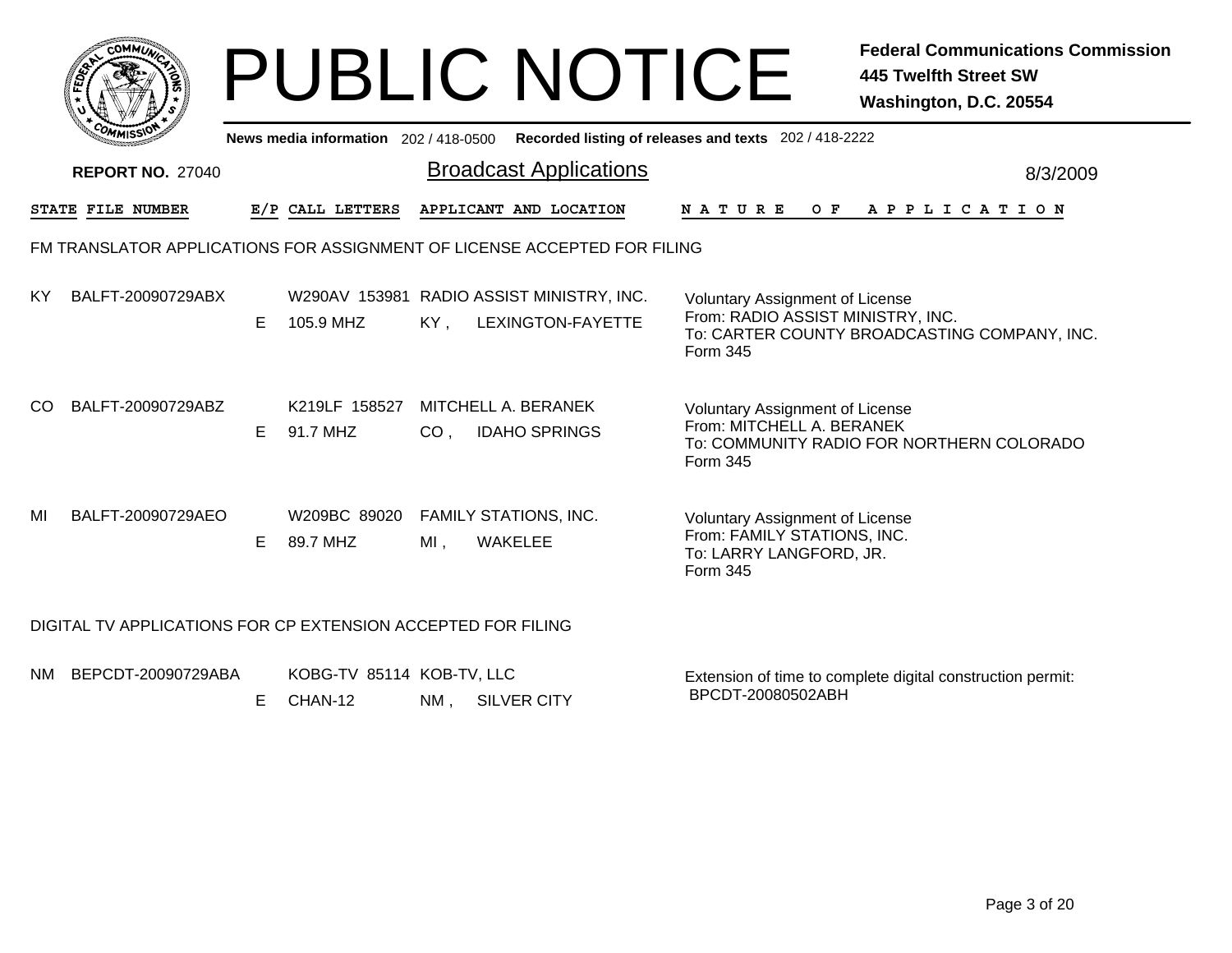# PUBLIC NOTICE

**Federal Communications Commission**
**445 Twelfth Street SW**
**Washington, D.C. 20554**

**News media information** 202 / 418-0500 **Recorded listing of releases and texts** 202 / 418-2222

**REPORT NO.** 27040

## Broadcast Applications

8/3/2009

| STATE | FILE NUMBER | E/P | CALL LETTERS | APPLICANT AND LOCATION | NATURE OF APPLICATION |
|---|---|---|---|---|---|

### FM TRANSLATOR APPLICATIONS FOR ASSIGNMENT OF LICENSE ACCEPTED FOR FILING

| STATE | FILE NUMBER | E/P | CALL LETTERS | APPLICANT AND LOCATION | NATURE OF APPLICATION |
|---|---|---|---|---|---|
| KY | BALFT-20090729ABX | E | W290AV 153981<br>105.9 MHZ | RADIO ASSIST MINISTRY, INC.<br>KY , LEXINGTON-FAYETTE | Voluntary Assignment of License<br>From: RADIO ASSIST MINISTRY, INC.<br>To: CARTER COUNTY BROADCASTING COMPANY, INC.<br>Form 345 |
| CO | BALFT-20090729ABZ | E | K219LF 158527<br>91.7 MHZ | MITCHELL A. BERANEK<br>CO , IDAHO SPRINGS | Voluntary Assignment of License<br>From: MITCHELL A. BERANEK<br>To: COMMUNITY RADIO FOR NORTHERN COLORADO<br>Form 345 |
| MI | BALFT-20090729AEO | E | W209BC 89020<br>89.7 MHZ | FAMILY STATIONS, INC.<br>MI , WAKELEE | Voluntary Assignment of License<br>From: FAMILY STATIONS, INC.<br>To: LARRY LANGFORD, JR.<br>Form 345 |

### DIGITAL TV APPLICATIONS FOR CP EXTENSION ACCEPTED FOR FILING

| STATE | FILE NUMBER | E/P | CALL LETTERS | APPLICANT AND LOCATION | NATURE OF APPLICATION |
|---|---|---|---|---|---|
| NM | BEPCDT-20090729ABA | E | KOBG-TV 85114<br>CHAN-12 | KOB-TV, LLC<br>NM , SILVER CITY | Extension of time to complete digital construction permit:<br>BPCDT-20080502ABH |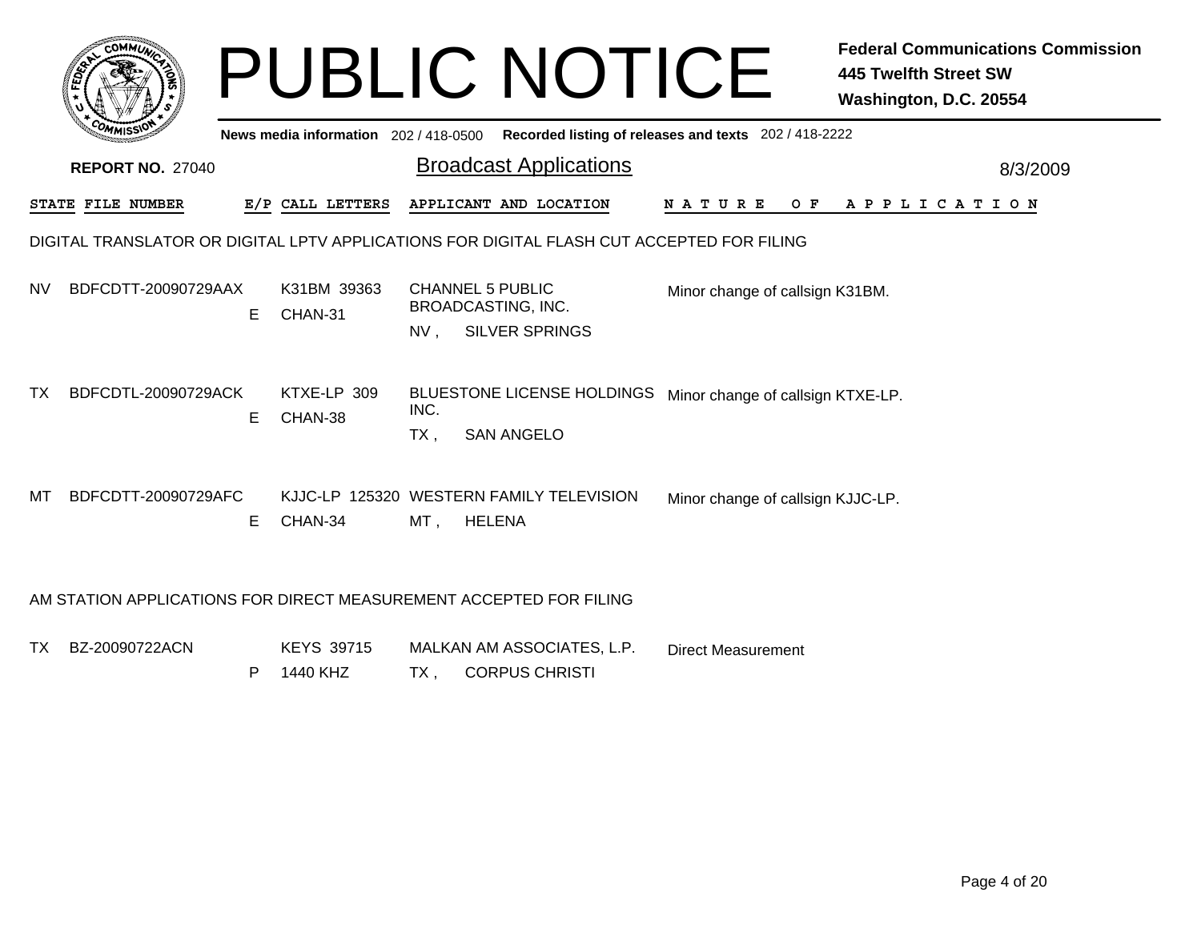# PUBLIC NOTICE

**Federal Communications Commission**
**445 Twelfth Street SW**
**Washington, D.C. 20554**

News media information 202 / 418-0500 Recorded listing of releases and texts 202 / 418-2222

**REPORT NO.** 27040

## Broadcast Applications

8/3/2009

DIGITAL TRANSLATOR OR DIGITAL LPTV APPLICATIONS FOR DIGITAL FLASH CUT ACCEPTED FOR FILING

| STATE | FILE NUMBER | E/P | CALL LETTERS | APPLICANT AND LOCATION | NATURE OF APPLICATION |
|---|---|---|---|---|---|
| NV | BDFCDTT-20090729AAX | E | K31BM 39363 CHAN-31 | CHANNEL 5 PUBLIC BROADCASTING, INC. NV , SILVER SPRINGS | Minor change of callsign K31BM. |
| TX | BDFCDTL-20090729ACK | E | KTXE-LP 309 CHAN-38 | BLUESTONE LICENSE HOLDINGS INC. TX , SAN ANGELO | Minor change of callsign KTXE-LP. |
| MT | BDFCDTT-20090729AFC | E | KJJC-LP 125320 CHAN-34 | WESTERN FAMILY TELEVISION MT , HELENA | Minor change of callsign KJJC-LP. |

AM STATION APPLICATIONS FOR DIRECT MEASUREMENT ACCEPTED FOR FILING

| STATE | FILE NUMBER | E/P | CALL LETTERS | APPLICANT AND LOCATION | NATURE OF APPLICATION |
|---|---|---|---|---|---|
| TX | BZ-20090722ACN | P | KEYS 39715 1440 KHZ | MALKAN AM ASSOCIATES, L.P. TX , CORPUS CHRISTI | Direct Measurement |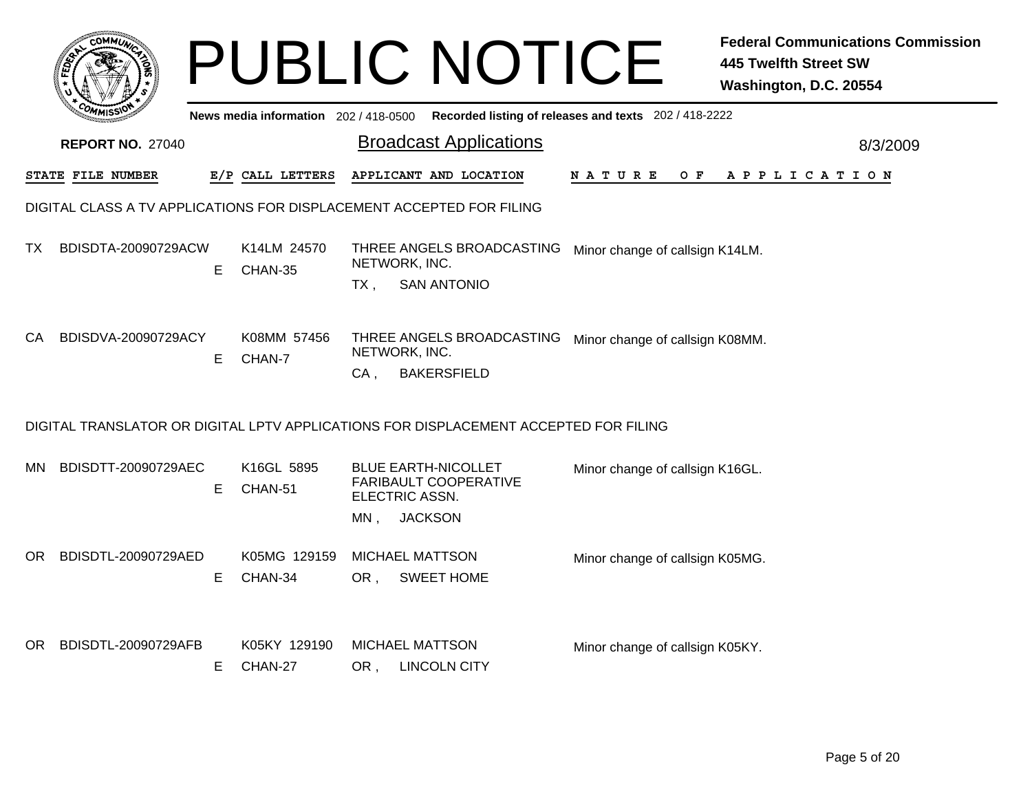# PUBLIC NOTICE

**Federal Communications Commission**
**445 Twelfth Street SW**
**Washington, D.C. 20554**

News media information 202 / 418-0500 Recorded listing of releases and texts 202 / 418-2222

**REPORT NO.** 27040

## Broadcast Applications

8/3/2009

| STATE | FILE NUMBER | E/P | CALL LETTERS | APPLICANT AND LOCATION | NATURE OF APPLICATION |
|---|---|---|---|---|---|

### DIGITAL CLASS A TV APPLICATIONS FOR DISPLACEMENT ACCEPTED FOR FILING

| STATE | FILE NUMBER | E/P | CALL LETTERS | APPLICANT AND LOCATION | NATURE OF APPLICATION |
|---|---|---|---|---|---|
| TX | BDISDTA-20090729ACW | E | K14LM 24570 CHAN-35 | THREE ANGELS BROADCASTING NETWORK, INC. TX , SAN ANTONIO | Minor change of callsign K14LM. |
| CA | BDISDVA-20090729ACY | E | K08MM 57456 CHAN-7 | THREE ANGELS BROADCASTING NETWORK, INC. CA , BAKERSFIELD | Minor change of callsign K08MM. |

### DIGITAL TRANSLATOR OR DIGITAL LPTV APPLICATIONS FOR DISPLACEMENT ACCEPTED FOR FILING

| STATE | FILE NUMBER | E/P | CALL LETTERS | APPLICANT AND LOCATION | NATURE OF APPLICATION |
|---|---|---|---|---|---|
| MN | BDISDTT-20090729AEC | E | K16GL 5895 CHAN-51 | BLUE EARTH-NICOLLET FARIBAULT COOPERATIVE ELECTRIC ASSN. MN , JACKSON | Minor change of callsign K16GL. |
| OR | BDISDTL-20090729AED | E | K05MG 129159 CHAN-34 | MICHAEL MATTSON OR , SWEET HOME | Minor change of callsign K05MG. |
| OR | BDISDTL-20090729AFB | E | K05KY 129190 CHAN-27 | MICHAEL MATTSON OR , LINCOLN CITY | Minor change of callsign K05KY. |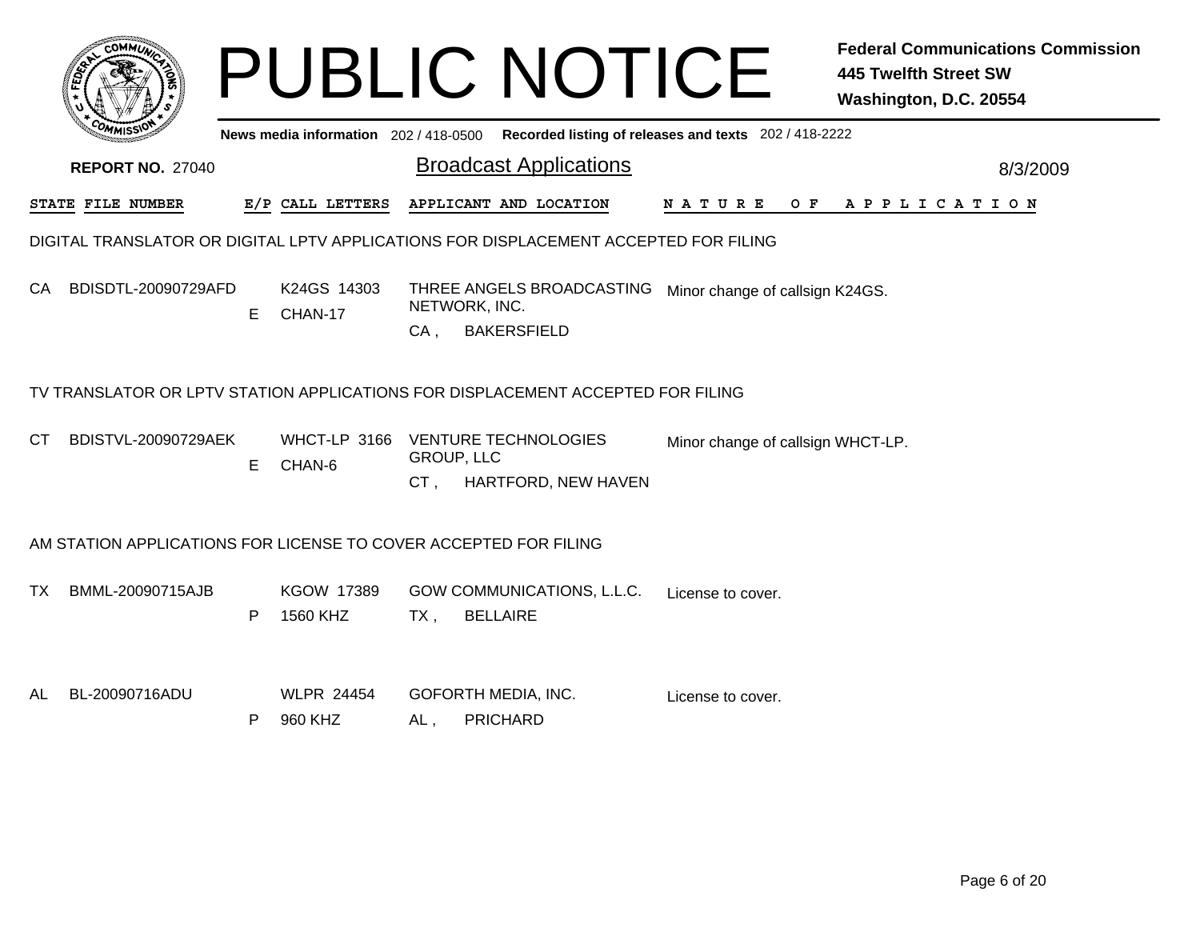# PUBLIC NOTICE

**Federal Communications Commission**
**445 Twelfth Street SW**
**Washington, D.C. 20554**

News media information 202 / 418-0500 Recorded listing of releases and texts 202 / 418-2222

**REPORT NO.** 27040

## Broadcast Applications

8/3/2009

| STATE | FILE NUMBER | E/P | CALL LETTERS | APPLICANT AND LOCATION | NATURE OF APPLICATION |
|---|---|---|---|---|---|

### DIGITAL TRANSLATOR OR DIGITAL LPTV APPLICATIONS FOR DISPLACEMENT ACCEPTED FOR FILING

| STATE | FILE NUMBER | E/P | CALL LETTERS | APPLICANT AND LOCATION | NATURE OF APPLICATION |
|---|---|---|---|---|---|
| CA | BDISDTL-20090729AFD | E | K24GS 14303 CHAN-17 | THREE ANGELS BROADCASTING NETWORK, INC. CA , BAKERSFIELD | Minor change of callsign K24GS. |

### TV TRANSLATOR OR LPTV STATION APPLICATIONS FOR DISPLACEMENT ACCEPTED FOR FILING

| STATE | FILE NUMBER | E/P | CALL LETTERS | APPLICANT AND LOCATION | NATURE OF APPLICATION |
|---|---|---|---|---|---|
| CT | BDISTVL-20090729AEK | E | WHCT-LP 3166 CHAN-6 | VENTURE TECHNOLOGIES GROUP, LLC CT , HARTFORD, NEW HAVEN | Minor change of callsign WHCT-LP. |

### AM STATION APPLICATIONS FOR LICENSE TO COVER ACCEPTED FOR FILING

| STATE | FILE NUMBER | E/P | CALL LETTERS | APPLICANT AND LOCATION | NATURE OF APPLICATION |
|---|---|---|---|---|---|
| TX | BMML-20090715AJB | P | KGOW 17389 1560 KHZ | GOW COMMUNICATIONS, L.L.C. TX , BELLAIRE | License to cover. |
| AL | BL-20090716ADU | P | WLPR 24454 960 KHZ | GOFORTH MEDIA, INC. AL , PRICHARD | License to cover. |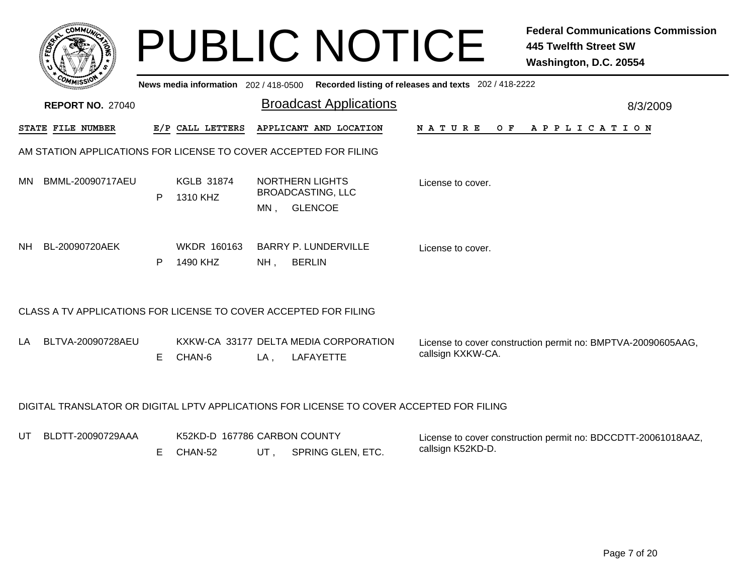# PUBLIC NOTICE

**Federal Communications Commission**
**445 Twelfth Street SW**
**Washington, D.C. 20554**

News media information 202 / 418-0500 Recorded listing of releases and texts 202 / 418-2222

**REPORT NO.** 27040

## Broadcast Applications

8/3/2009

### AM STATION APPLICATIONS FOR LICENSE TO COVER ACCEPTED FOR FILING

| STATE | FILE NUMBER | E/P | CALL LETTERS | APPLICANT AND LOCATION | NATURE OF APPLICATION |
|---|---|---|---|---|---|
| MN | BMML-20090717AEU | P | KGLB 31874<br>1310 KHZ | NORTHERN LIGHTS BROADCASTING, LLC<br>MN , GLENCOE | License to cover. |
| NH | BL-20090720AEK | P | WKDR 160163<br>1490 KHZ | BARRY P. LUNDERVILLE<br>NH , BERLIN | License to cover. |

### CLASS A TV APPLICATIONS FOR LICENSE TO COVER ACCEPTED FOR FILING

| STATE | FILE NUMBER | E/P | CALL LETTERS | APPLICANT AND LOCATION | NATURE OF APPLICATION |
|---|---|---|---|---|---|
| LA | BLTVA-20090728AEU | E | KXKW-CA 33177<br>CHAN-6 | DELTA MEDIA CORPORATION<br>LA , LAFAYETTE | License to cover construction permit no: BMPTVA-20090605AAG, callsign KXKW-CA. |

### DIGITAL TRANSLATOR OR DIGITAL LPTV APPLICATIONS FOR LICENSE TO COVER ACCEPTED FOR FILING

| STATE | FILE NUMBER | E/P | CALL LETTERS | APPLICANT AND LOCATION | NATURE OF APPLICATION |
|---|---|---|---|---|---|
| UT | BLDTT-20090729AAA | E | K52KD-D 167786<br>CHAN-52 | CARBON COUNTY<br>UT , SPRING GLEN, ETC. | License to cover construction permit no: BDCCDTT-20061018AAZ, callsign K52KD-D. |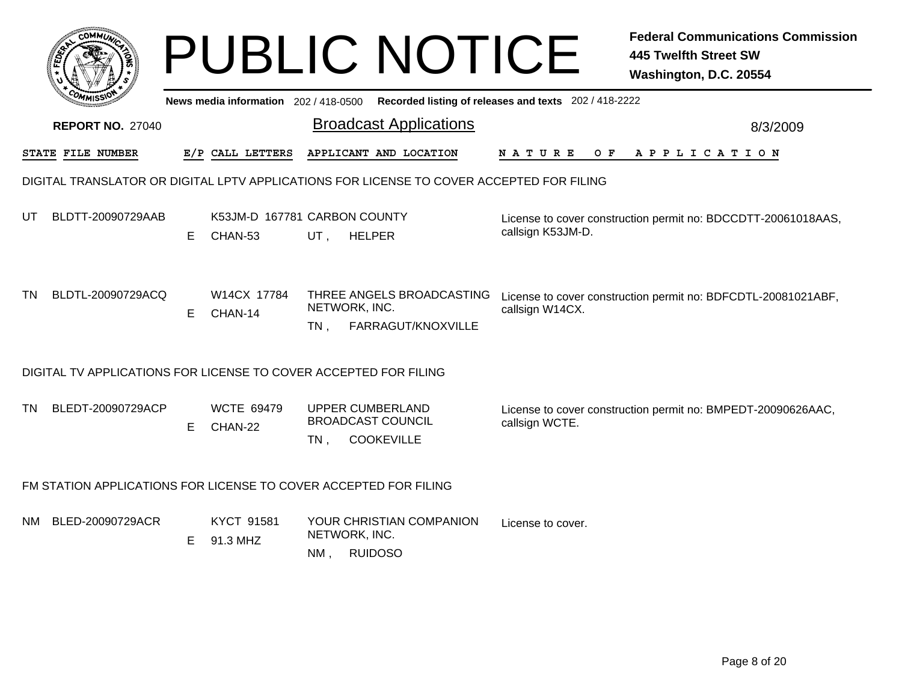# PUBLIC NOTICE

**Federal Communications Commission**
**445 Twelfth Street SW**
**Washington, D.C. 20554**

News media information 202 / 418-0500 Recorded listing of releases and texts 202 / 418-2222

**REPORT NO.** 27040

## Broadcast Applications

8/3/2009

| STATE | FILE NUMBER | E/P | CALL LETTERS | APPLICANT AND LOCATION | NATURE OF APPLICATION |
|---|---|---|---|---|---|

### DIGITAL TRANSLATOR OR DIGITAL LPTV APPLICATIONS FOR LICENSE TO COVER ACCEPTED FOR FILING

| STATE | FILE NUMBER | E/P | CALL LETTERS | APPLICANT AND LOCATION | NATURE OF APPLICATION |
|---|---|---|---|---|---|
| UT | BLDTT-20090729AAB | E | K53JM-D 167781 CHAN-53 | CARBON COUNTY UT , HELPER | License to cover construction permit no: BDCCDTT-20061018AAS, callsign K53JM-D. |
| TN | BLDTL-20090729ACQ | E | W14CX 17784 CHAN-14 | THREE ANGELS BROADCASTING NETWORK, INC. TN , FARRAGUT/KNOXVILLE | License to cover construction permit no: BDFCDTL-20081021ABF, callsign W14CX. |

### DIGITAL TV APPLICATIONS FOR LICENSE TO COVER ACCEPTED FOR FILING

| STATE | FILE NUMBER | E/P | CALL LETTERS | APPLICANT AND LOCATION | NATURE OF APPLICATION |
|---|---|---|---|---|---|
| TN | BLEDT-20090729ACP | E | WCTE 69479 CHAN-22 | UPPER CUMBERLAND BROADCAST COUNCIL TN , COOKEVILLE | License to cover construction permit no: BMPEDT-20090626AAC, callsign WCTE. |

### FM STATION APPLICATIONS FOR LICENSE TO COVER ACCEPTED FOR FILING

| STATE | FILE NUMBER | E/P | CALL LETTERS | APPLICANT AND LOCATION | NATURE OF APPLICATION |
|---|---|---|---|---|---|
| NM | BLED-20090729ACR | E | KYCT 91581 91.3 MHZ | YOUR CHRISTIAN COMPANION NETWORK, INC. NM , RUIDOSO | License to cover. |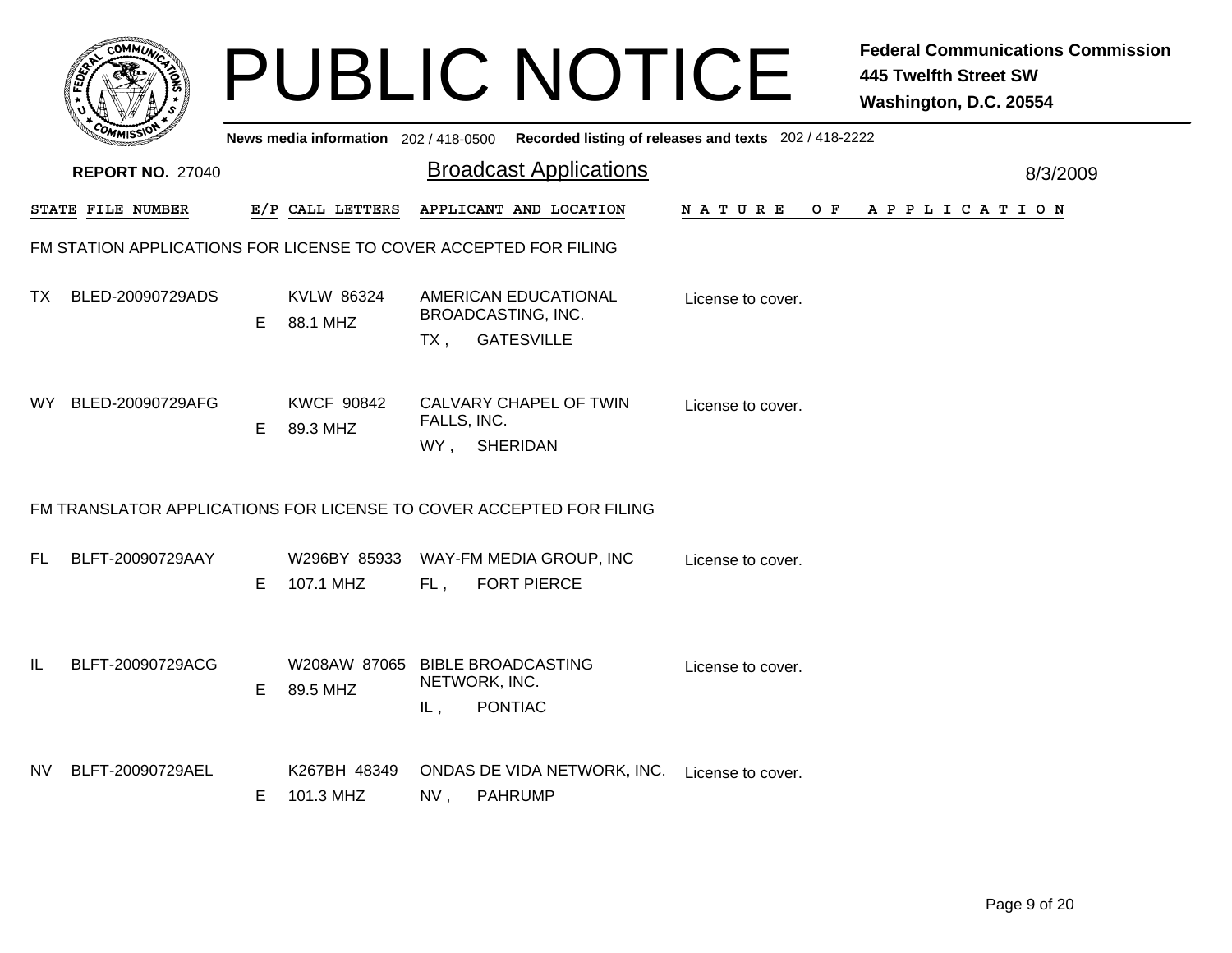# PUBLIC NOTICE

**Federal Communications Commission**
**445 Twelfth Street SW**
**Washington, D.C. 20554**

**News media information** 202 / 418-0500 **Recorded listing of releases and texts** 202 / 418-2222

**REPORT NO.** 27040

## Broadcast Applications

8/3/2009

| STATE | FILE NUMBER | E/P | CALL LETTERS | APPLICANT AND LOCATION | NATURE OF APPLICATION |
|---|---|---|---|---|---|

### FM STATION APPLICATIONS FOR LICENSE TO COVER ACCEPTED FOR FILING

| STATE | FILE NUMBER | E/P | CALL LETTERS | APPLICANT AND LOCATION | NATURE OF APPLICATION |
|---|---|---|---|---|---|
| TX | BLED-20090729ADS | E | KVLW 86324<br>88.1 MHZ | AMERICAN EDUCATIONAL BROADCASTING, INC.<br>TX , GATESVILLE | License to cover. |
| WY | BLED-20090729AFG | E | KWCF 90842<br>89.3 MHZ | CALVARY CHAPEL OF TWIN FALLS, INC.<br>WY , SHERIDAN | License to cover. |

### FM TRANSLATOR APPLICATIONS FOR LICENSE TO COVER ACCEPTED FOR FILING

| STATE | FILE NUMBER | E/P | CALL LETTERS | APPLICANT AND LOCATION | NATURE OF APPLICATION |
|---|---|---|---|---|---|
| FL | BLFT-20090729AAY | E | W296BY 85933<br>107.1 MHZ | WAY-FM MEDIA GROUP, INC<br>FL , FORT PIERCE | License to cover. |
| IL | BLFT-20090729ACG | E | W208AW 87065<br>89.5 MHZ | BIBLE BROADCASTING NETWORK, INC.<br>IL , PONTIAC | License to cover. |
| NV | BLFT-20090729AEL | E | K267BH 48349<br>101.3 MHZ | ONDAS DE VIDA NETWORK, INC.<br>NV , PAHRUMP | License to cover. |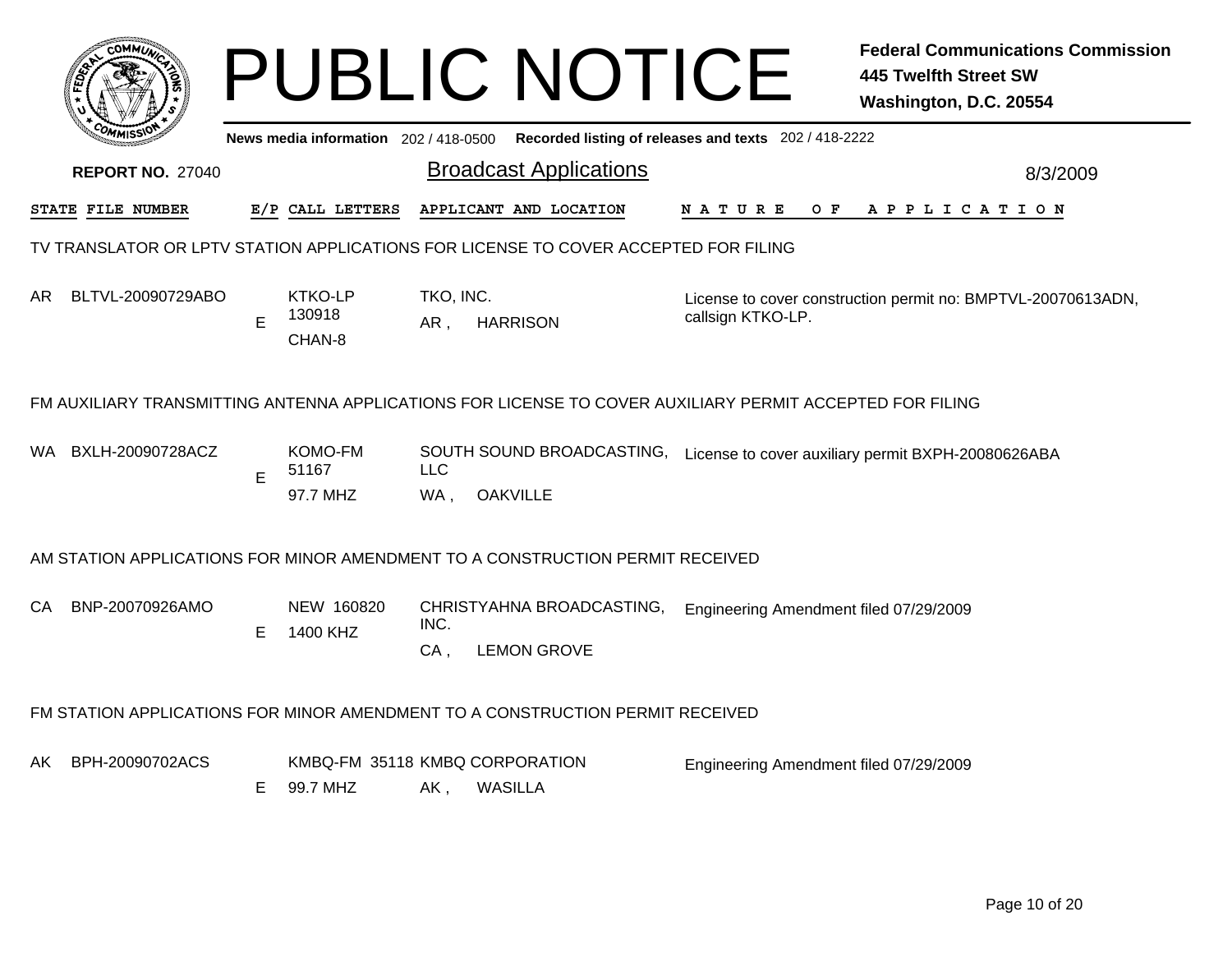# PUBLIC NOTICE

**Federal Communications Commission**
**445 Twelfth Street SW**
**Washington, D.C. 20554**

News media information 202 / 418-0500 Recorded listing of releases and texts 202 / 418-2222

**REPORT NO. 27040**

## Broadcast Applications

8/3/2009

| STATE | FILE NUMBER | E/P | CALL LETTERS | APPLICANT AND LOCATION | NATURE OF APPLICATION |
|---|---|---|---|---|---|

### TV TRANSLATOR OR LPTV STATION APPLICATIONS FOR LICENSE TO COVER ACCEPTED FOR FILING

| STATE | FILE NUMBER | E/P | CALL LETTERS | APPLICANT AND LOCATION | NATURE OF APPLICATION |
|---|---|---|---|---|---|
| AR | BLTVL-20090729ABO | E | KTKO-LP 130918 CHAN-8 | TKO, INC. AR , HARRISON | License to cover construction permit no: BMPTVL-20070613ADN, callsign KTKO-LP. |

### FM AUXILIARY TRANSMITTING ANTENNA APPLICATIONS FOR LICENSE TO COVER AUXILIARY PERMIT ACCEPTED FOR FILING

| STATE | FILE NUMBER | E/P | CALL LETTERS | APPLICANT AND LOCATION | NATURE OF APPLICATION |
|---|---|---|---|---|---|
| WA | BXLH-20090728ACZ | E | KOMO-FM 51167 97.7 MHZ | SOUTH SOUND BROADCASTING, LLC WA , OAKVILLE | License to cover auxiliary permit BXPH-20080626ABA |

### AM STATION APPLICATIONS FOR MINOR AMENDMENT TO A CONSTRUCTION PERMIT RECEIVED

| STATE | FILE NUMBER | E/P | CALL LETTERS | APPLICANT AND LOCATION | NATURE OF APPLICATION |
|---|---|---|---|---|---|
| CA | BNP-20070926AMO | E | NEW 160820 1400 KHZ | CHRISTYAHNA BROADCASTING, INC. CA , LEMON GROVE | Engineering Amendment filed 07/29/2009 |

### FM STATION APPLICATIONS FOR MINOR AMENDMENT TO A CONSTRUCTION PERMIT RECEIVED

| STATE | FILE NUMBER | E/P | CALL LETTERS | APPLICANT AND LOCATION | NATURE OF APPLICATION |
|---|---|---|---|---|---|
| AK | BPH-20090702ACS | E | KMBQ-FM 35118 99.7 MHZ | KMBQ CORPORATION AK , WASILLA | Engineering Amendment filed 07/29/2009 |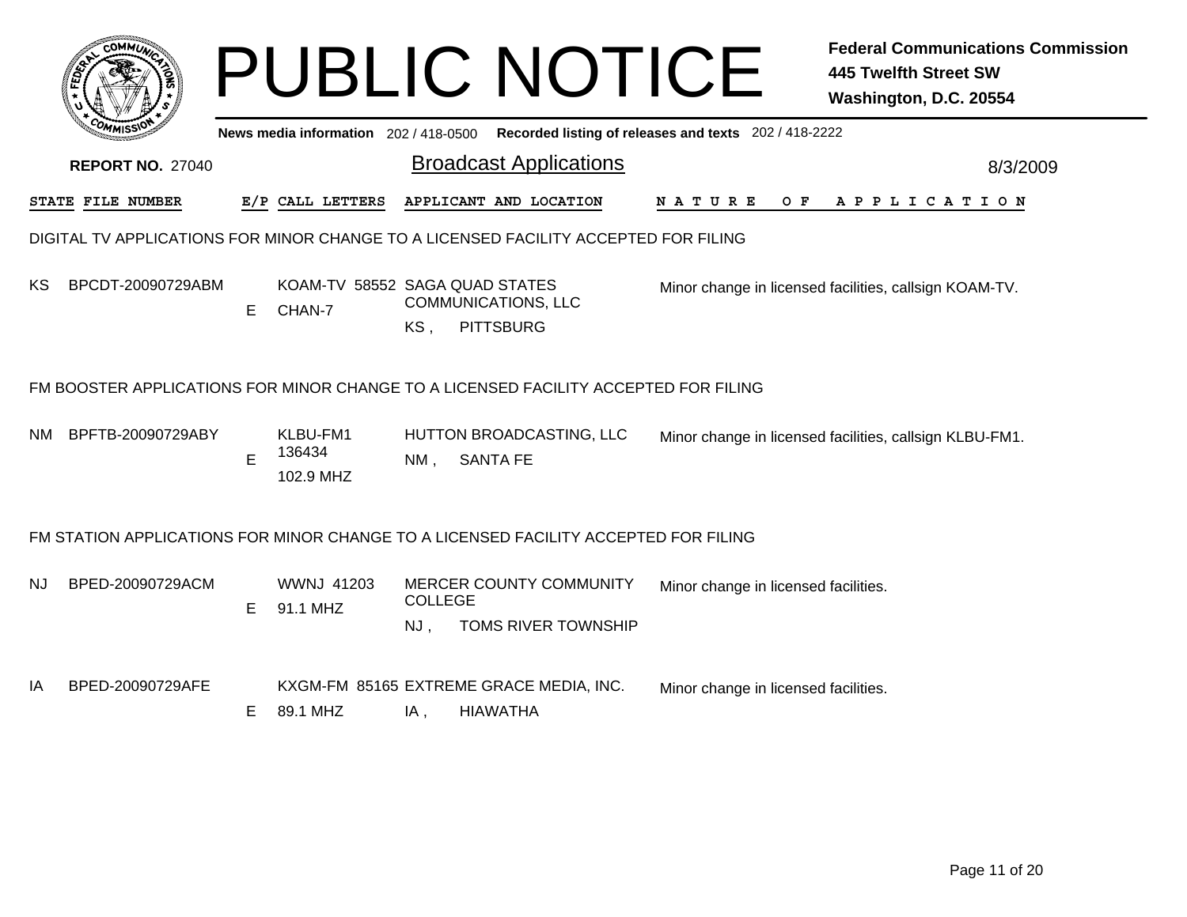# PUBLIC NOTICE

**Federal Communications Commission**
**445 Twelfth Street SW**
**Washington, D.C. 20554**

News media information 202 / 418-0500 Recorded listing of releases and texts 202 / 418-2222

**REPORT NO.** 27040

## Broadcast Applications

8/3/2009

| STATE | FILE NUMBER | E/P | CALL LETTERS | APPLICANT AND LOCATION | NATURE OF APPLICATION |
|---|---|---|---|---|---|

### DIGITAL TV APPLICATIONS FOR MINOR CHANGE TO A LICENSED FACILITY ACCEPTED FOR FILING

| STATE | FILE NUMBER | E/P | CALL LETTERS | APPLICANT AND LOCATION | NATURE OF APPLICATION |
|---|---|---|---|---|---|
| KS | BPCDT-20090729ABM | E | KOAM-TV 58552 CHAN-7 | SAGA QUAD STATES COMMUNICATIONS, LLC KS , PITTSBURG | Minor change in licensed facilities, callsign KOAM-TV. |

### FM BOOSTER APPLICATIONS FOR MINOR CHANGE TO A LICENSED FACILITY ACCEPTED FOR FILING

| STATE | FILE NUMBER | E/P | CALL LETTERS | APPLICANT AND LOCATION | NATURE OF APPLICATION |
|---|---|---|---|---|---|
| NM | BPFTB-20090729ABY | E | KLBU-FM1 136434 102.9 MHZ | HUTTON BROADCASTING, LLC NM , SANTA FE | Minor change in licensed facilities, callsign KLBU-FM1. |

### FM STATION APPLICATIONS FOR MINOR CHANGE TO A LICENSED FACILITY ACCEPTED FOR FILING

| STATE | FILE NUMBER | E/P | CALL LETTERS | APPLICANT AND LOCATION | NATURE OF APPLICATION |
|---|---|---|---|---|---|
| NJ | BPED-20090729ACM | E | WWNJ 41203 91.1 MHZ | MERCER COUNTY COMMUNITY COLLEGE NJ , TOMS RIVER TOWNSHIP | Minor change in licensed facilities. |
| IA | BPED-20090729AFE | E | KXGM-FM 85165 89.1 MHZ | EXTREME GRACE MEDIA, INC. IA , HIAWATHA | Minor change in licensed facilities. |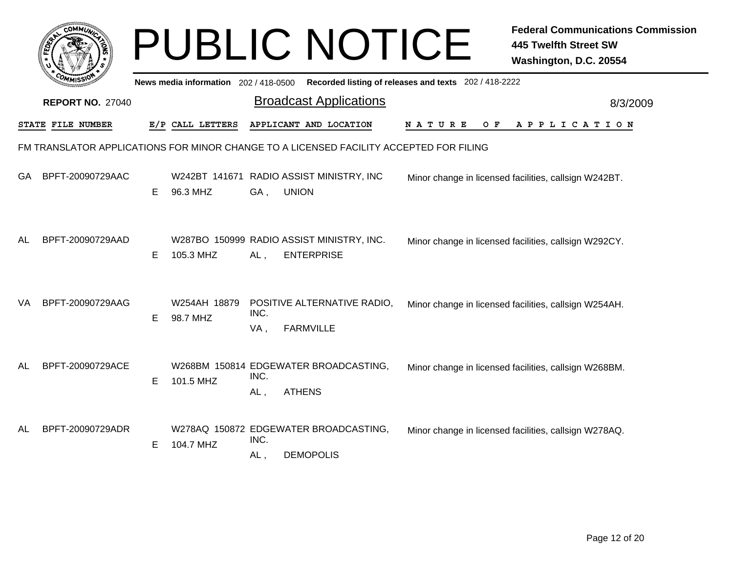# PUBLIC NOTICE

**Federal Communications Commission**
**445 Twelfth Street SW**
**Washington, D.C. 20554**

News media information 202 / 418-0500 Recorded listing of releases and texts 202 / 418-2222

**REPORT NO.** 27040

## Broadcast Applications

8/3/2009

FM TRANSLATOR APPLICATIONS FOR MINOR CHANGE TO A LICENSED FACILITY ACCEPTED FOR FILING

| STATE | FILE NUMBER | E/P | CALL LETTERS | APPLICANT AND LOCATION | NATURE OF APPLICATION |
|---|---|---|---|---|---|
| GA | BPFT-20090729AAC | E | W242BT 141671 96.3 MHZ | RADIO ASSIST MINISTRY, INC GA , UNION | Minor change in licensed facilities, callsign W242BT. |
| AL | BPFT-20090729AAD | E | W287BO 150999 105.3 MHZ | RADIO ASSIST MINISTRY, INC. AL , ENTERPRISE | Minor change in licensed facilities, callsign W292CY. |
| VA | BPFT-20090729AAG | E | W254AH 18879 98.7 MHZ | POSITIVE ALTERNATIVE RADIO, INC. VA , FARMVILLE | Minor change in licensed facilities, callsign W254AH. |
| AL | BPFT-20090729ACE | E | W268BM 150814 101.5 MHZ | EDGEWATER BROADCASTING, INC. AL , ATHENS | Minor change in licensed facilities, callsign W268BM. |
| AL | BPFT-20090729ADR | E | W278AQ 150872 104.7 MHZ | EDGEWATER BROADCASTING, INC. AL , DEMOPOLIS | Minor change in licensed facilities, callsign W278AQ. |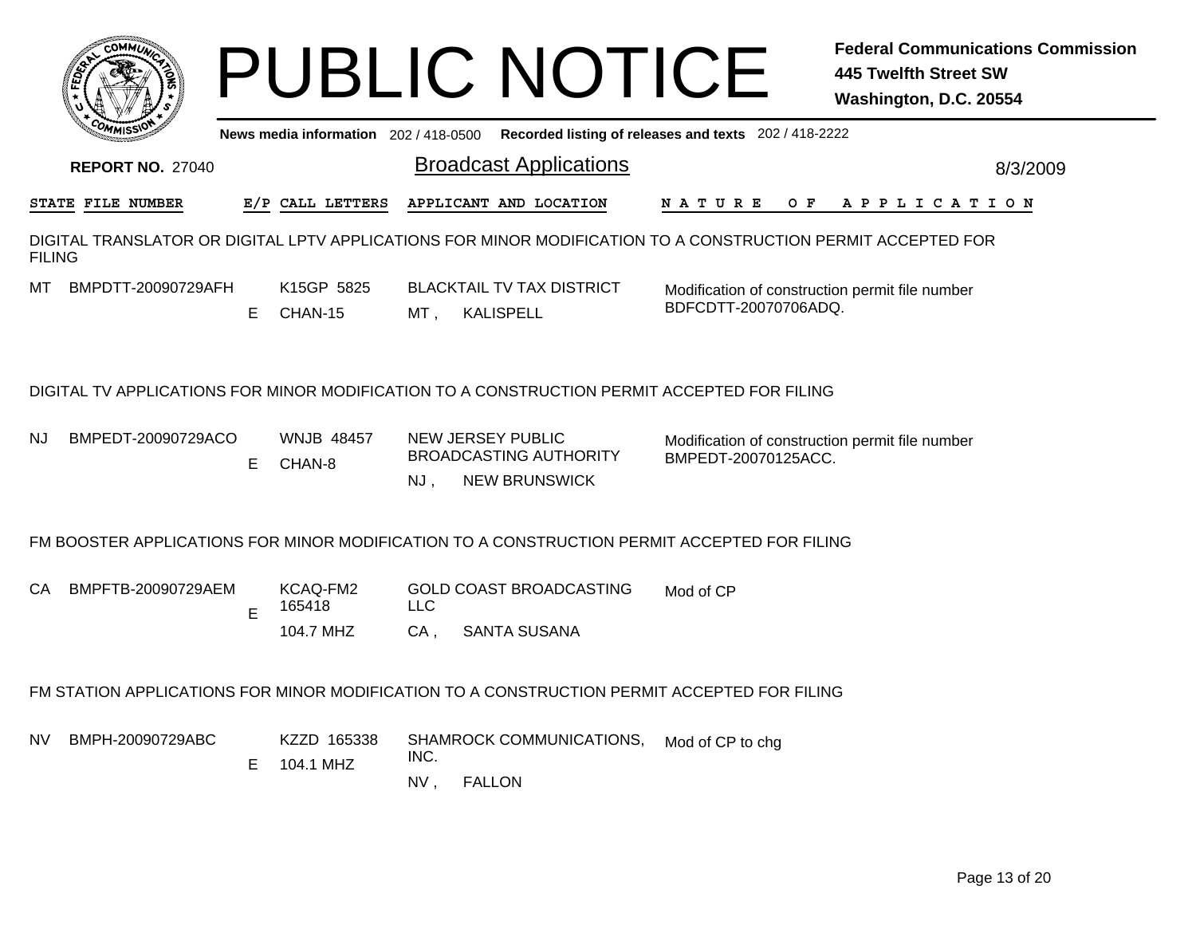# PUBLIC NOTICE

**Federal Communications Commission**
**445 Twelfth Street SW**
**Washington, D.C. 20554**

News media information 202 / 418-0500 Recorded listing of releases and texts 202 / 418-2222

**REPORT NO.** 27040

## Broadcast Applications

8/3/2009

| STATE | FILE NUMBER | E/P | CALL LETTERS | APPLICANT AND LOCATION | NATURE OF APPLICATION |
|---|---|---|---|---|---|

### DIGITAL TRANSLATOR OR DIGITAL LPTV APPLICATIONS FOR MINOR MODIFICATION TO A CONSTRUCTION PERMIT ACCEPTED FOR FILING

| STATE | FILE NUMBER | E/P | CALL LETTERS | APPLICANT AND LOCATION | NATURE OF APPLICATION |
|---|---|---|---|---|---|
| MT | BMPDTT-20090729AFH | E | K15GP 5825 CHAN-15 | BLACKTAIL TV TAX DISTRICT MT , KALISPELL | Modification of construction permit file number BDFCDTT-20070706ADQ. |

### DIGITAL TV APPLICATIONS FOR MINOR MODIFICATION TO A CONSTRUCTION PERMIT ACCEPTED FOR FILING

| STATE | FILE NUMBER | E/P | CALL LETTERS | APPLICANT AND LOCATION | NATURE OF APPLICATION |
|---|---|---|---|---|---|
| NJ | BMPEDT-20090729ACO | E | WNJB 48457 CHAN-8 | NEW JERSEY PUBLIC BROADCASTING AUTHORITY NJ , NEW BRUNSWICK | Modification of construction permit file number BMPEDT-20070125ACC. |

### FM BOOSTER APPLICATIONS FOR MINOR MODIFICATION TO A CONSTRUCTION PERMIT ACCEPTED FOR FILING

| STATE | FILE NUMBER | E/P | CALL LETTERS | APPLICANT AND LOCATION | NATURE OF APPLICATION |
|---|---|---|---|---|---|
| CA | BMPFTB-20090729AEM | E | KCAQ-FM2 165418 104.7 MHZ | GOLD COAST BROADCASTING LLC CA , SANTA SUSANA | Mod of CP |

### FM STATION APPLICATIONS FOR MINOR MODIFICATION TO A CONSTRUCTION PERMIT ACCEPTED FOR FILING

| STATE | FILE NUMBER | E/P | CALL LETTERS | APPLICANT AND LOCATION | NATURE OF APPLICATION |
|---|---|---|---|---|---|
| NV | BMPH-20090729ABC | E | KZZD 165338 104.1 MHZ | SHAMROCK COMMUNICATIONS, INC. NV , FALLON | Mod of CP to chg |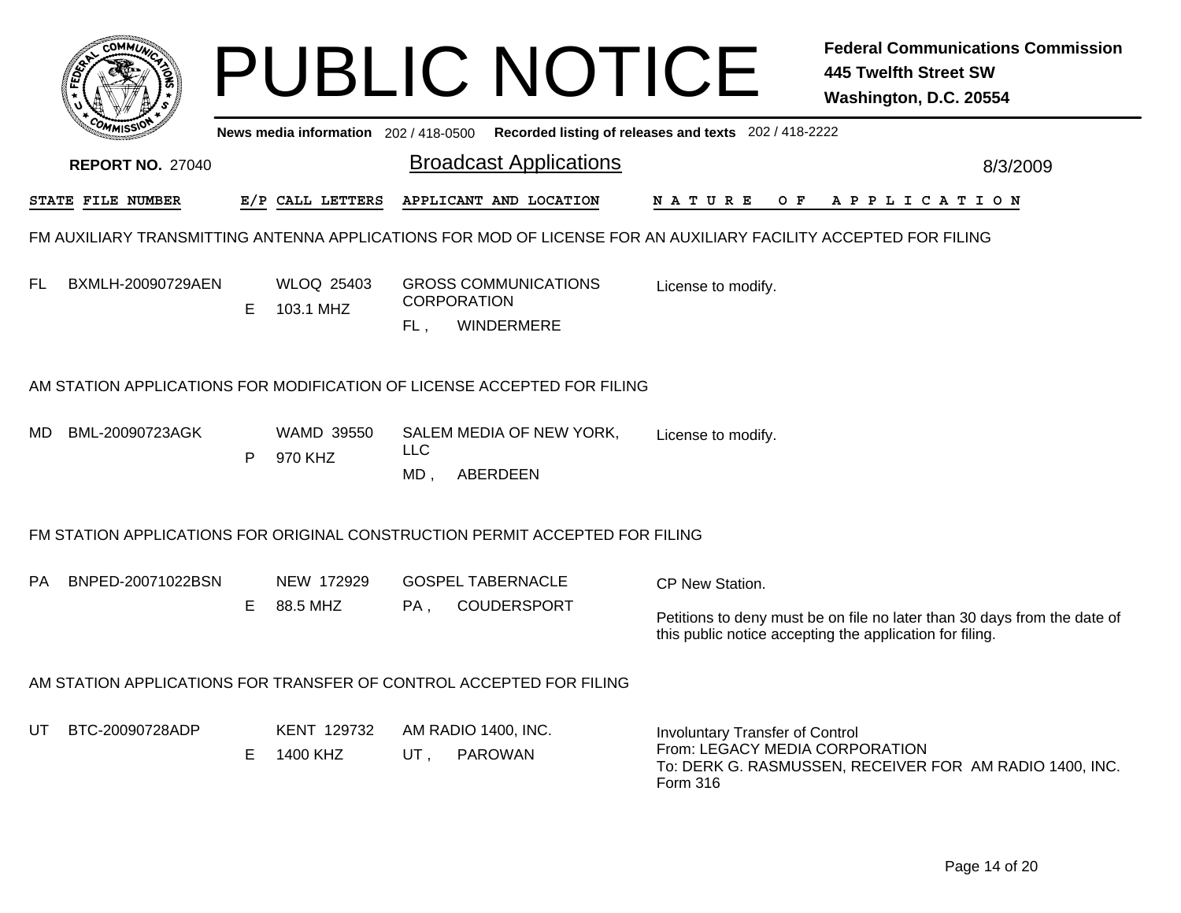# PUBLIC NOTICE

**Federal Communications Commission**
**445 Twelfth Street SW**
**Washington, D.C. 20554**

News media information 202 / 418-0500 Recorded listing of releases and texts 202 / 418-2222

**REPORT NO.** 27040

## Broadcast Applications

8/3/2009

| STATE | FILE NUMBER | E/P | CALL LETTERS | APPLICANT AND LOCATION | NATURE OF APPLICATION |
|---|---|---|---|---|---|

### FM AUXILIARY TRANSMITTING ANTENNA APPLICATIONS FOR MOD OF LICENSE FOR AN AUXILIARY FACILITY ACCEPTED FOR FILING

| STATE | FILE NUMBER | E/P | CALL LETTERS | APPLICANT AND LOCATION | NATURE OF APPLICATION |
|---|---|---|---|---|---|
| FL | BXMLH-20090729AEN | E | WLOQ 25403<br>103.1 MHZ | GROSS COMMUNICATIONS CORPORATION<br>FL , WINDERMERE | License to modify. |

### AM STATION APPLICATIONS FOR MODIFICATION OF LICENSE ACCEPTED FOR FILING

| STATE | FILE NUMBER | E/P | CALL LETTERS | APPLICANT AND LOCATION | NATURE OF APPLICATION |
|---|---|---|---|---|---|
| MD | BML-20090723AGK | P | WAMD 39550<br>970 KHZ | SALEM MEDIA OF NEW YORK, LLC<br>MD , ABERDEEN | License to modify. |

### FM STATION APPLICATIONS FOR ORIGINAL CONSTRUCTION PERMIT ACCEPTED FOR FILING

| STATE | FILE NUMBER | E/P | CALL LETTERS | APPLICANT AND LOCATION | NATURE OF APPLICATION |
|---|---|---|---|---|---|
| PA | BNPED-20071022BSN | E | NEW 172929<br>88.5 MHZ | GOSPEL TABERNACLE<br>PA , COUDERSPORT | CP New Station.<br><br>Petitions to deny must be on file no later than 30 days from the date of this public notice accepting the application for filing. |

### AM STATION APPLICATIONS FOR TRANSFER OF CONTROL ACCEPTED FOR FILING

| STATE | FILE NUMBER | E/P | CALL LETTERS | APPLICANT AND LOCATION | NATURE OF APPLICATION |
|---|---|---|---|---|---|
| UT | BTC-20090728ADP | E | KENT 129732<br>1400 KHZ | AM RADIO 1400, INC.<br>UT , PAROWAN | Involuntary Transfer of Control<br>From: LEGACY MEDIA CORPORATION<br>To: DERK G. RASMUSSEN, RECEIVER FOR AM RADIO 1400, INC.<br>Form 316 |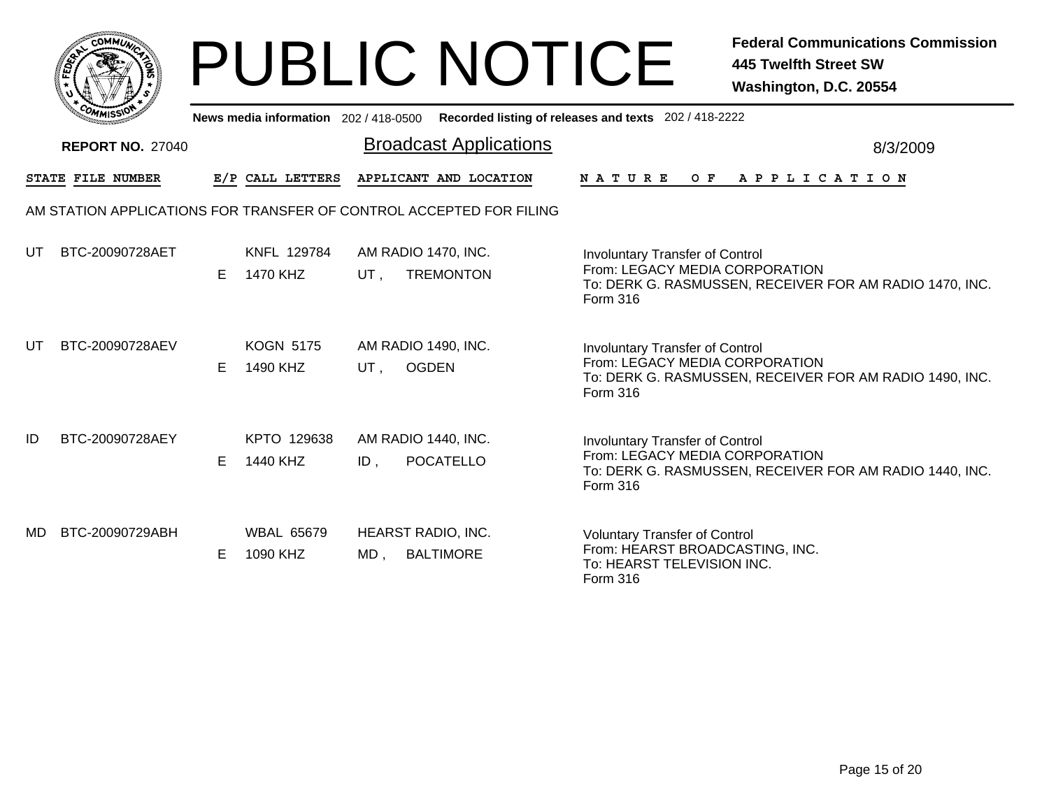# PUBLIC NOTICE

**Federal Communications Commission**
**445 Twelfth Street SW**
**Washington, D.C. 20554**

News media information 202 / 418-0500 Recorded listing of releases and texts 202 / 418-2222

**REPORT NO.** 27040

## Broadcast Applications

8/3/2009

AM STATION APPLICATIONS FOR TRANSFER OF CONTROL ACCEPTED FOR FILING

| STATE | FILE NUMBER | E/P | CALL LETTERS | APPLICANT AND LOCATION | NATURE OF APPLICATION |
|---|---|---|---|---|---|
| UT | BTC-20090728AET | E | KNFL 129784<br>1470 KHZ | AM RADIO 1470, INC.<br>UT , TREMONTON | Involuntary Transfer of Control<br>From: LEGACY MEDIA CORPORATION<br>To: DERK G. RASMUSSEN, RECEIVER FOR AM RADIO 1470, INC.<br>Form 316 |
| UT | BTC-20090728AEV | E | KOGN 5175<br>1490 KHZ | AM RADIO 1490, INC.<br>UT , OGDEN | Involuntary Transfer of Control<br>From: LEGACY MEDIA CORPORATION<br>To: DERK G. RASMUSSEN, RECEIVER FOR AM RADIO 1490, INC.<br>Form 316 |
| ID | BTC-20090728AEY | E | KPTO 129638<br>1440 KHZ | AM RADIO 1440, INC.<br>ID , POCATELLO | Involuntary Transfer of Control<br>From: LEGACY MEDIA CORPORATION<br>To: DERK G. RASMUSSEN, RECEIVER FOR AM RADIO 1440, INC.<br>Form 316 |
| MD | BTC-20090729ABH | E | WBAL 65679<br>1090 KHZ | HEARST RADIO, INC.<br>MD , BALTIMORE | Voluntary Transfer of Control<br>From: HEARST BROADCASTING, INC.<br>To: HEARST TELEVISION INC.<br>Form 316 |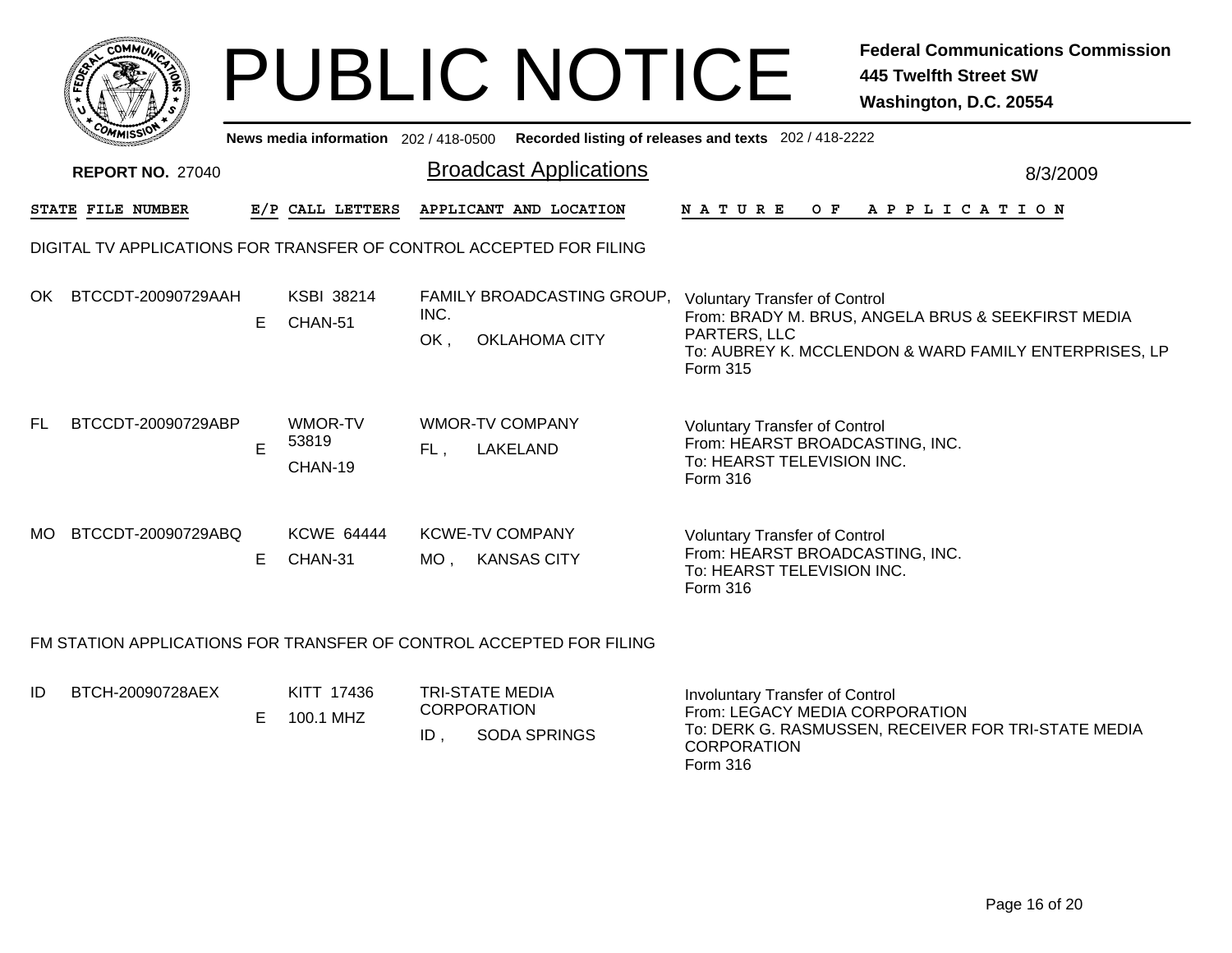# PUBLIC NOTICE

**Federal Communications Commission**
**445 Twelfth Street SW**
**Washington, D.C. 20554**

News media information 202 / 418-0500 Recorded listing of releases and texts 202 / 418-2222

**REPORT NO.** 27040

## Broadcast Applications

8/3/2009

### DIGITAL TV APPLICATIONS FOR TRANSFER OF CONTROL ACCEPTED FOR FILING

| STATE | FILE NUMBER | E/P | CALL LETTERS | APPLICANT AND LOCATION | NATURE OF APPLICATION |
|---|---|---|---|---|---|
| OK | BTCCDT-20090729AAH | E | KSBI 38214 CHAN-51 | FAMILY BROADCASTING GROUP, INC. OK , OKLAHOMA CITY | Voluntary Transfer of Control From: BRADY M. BRUS, ANGELA BRUS & SEEKFIRST MEDIA PARTERS, LLC To: AUBREY K. MCCLENDON & WARD FAMILY ENTERPRISES, LP Form 315 |
| FL | BTCCDT-20090729ABP | E | WMOR-TV 53819 CHAN-19 | WMOR-TV COMPANY FL , LAKELAND | Voluntary Transfer of Control From: HEARST BROADCASTING, INC. To: HEARST TELEVISION INC. Form 316 |
| MO | BTCCDT-20090729ABQ | E | KCWE 64444 CHAN-31 | KCWE-TV COMPANY MO , KANSAS CITY | Voluntary Transfer of Control From: HEARST BROADCASTING, INC. To: HEARST TELEVISION INC. Form 316 |

### FM STATION APPLICATIONS FOR TRANSFER OF CONTROL ACCEPTED FOR FILING

| STATE | FILE NUMBER | E/P | CALL LETTERS | APPLICANT AND LOCATION | NATURE OF APPLICATION |
|---|---|---|---|---|---|
| ID | BTCH-20090728AEX | E | KITT 17436 100.1 MHZ | TRI-STATE MEDIA CORPORATION ID , SODA SPRINGS | Involuntary Transfer of Control From: LEGACY MEDIA CORPORATION To: DERK G. RASMUSSEN, RECEIVER FOR TRI-STATE MEDIA CORPORATION Form 316 |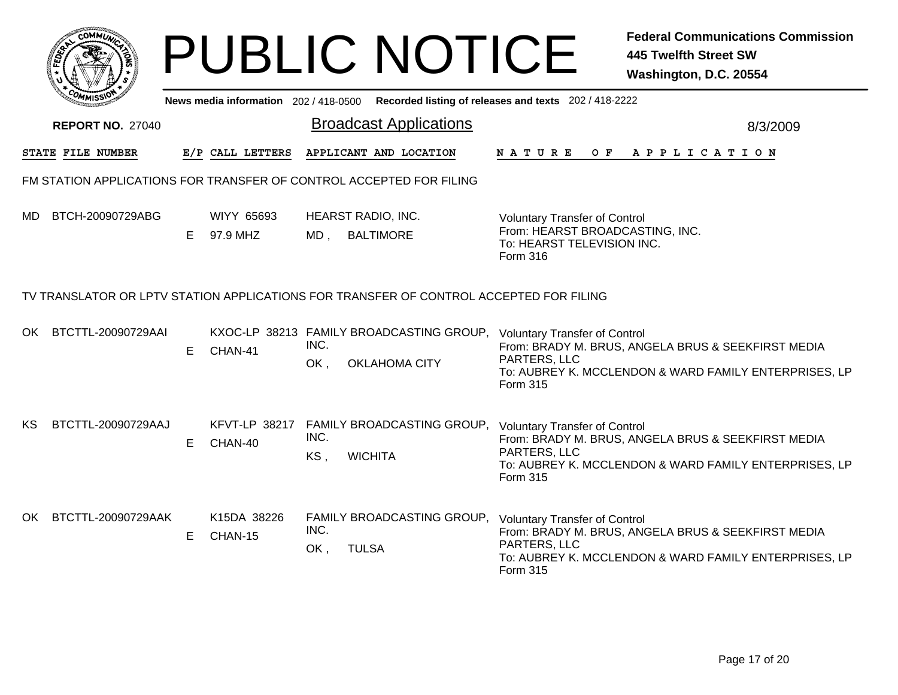# PUBLIC NOTICE

**Federal Communications Commission**
**445 Twelfth Street SW**
**Washington, D.C. 20554**

News media information 202 / 418-0500 Recorded listing of releases and texts 202 / 418-2222

**REPORT NO.** 27040

## Broadcast Applications

8/3/2009

| STATE | FILE NUMBER | E/P | CALL LETTERS | APPLICANT AND LOCATION | NATURE OF APPLICATION |
|---|---|---|---|---|---|

### FM STATION APPLICATIONS FOR TRANSFER OF CONTROL ACCEPTED FOR FILING

| STATE | FILE NUMBER | E/P | CALL LETTERS | APPLICANT AND LOCATION | NATURE OF APPLICATION |
|---|---|---|---|---|---|
| MD | BTCH-20090729ABG | E | WIYY 65693<br>97.9 MHZ | HEARST RADIO, INC.<br>MD , BALTIMORE | Voluntary Transfer of Control<br>From: HEARST BROADCASTING, INC.<br>To: HEARST TELEVISION INC.<br>Form 316 |

### TV TRANSLATOR OR LPTV STATION APPLICATIONS FOR TRANSFER OF CONTROL ACCEPTED FOR FILING

| STATE | FILE NUMBER | E/P | CALL LETTERS | APPLICANT AND LOCATION | NATURE OF APPLICATION |
|---|---|---|---|---|---|
| OK | BTCTTL-20090729AAI | E | KXOC-LP 38213<br>CHAN-41 | FAMILY BROADCASTING GROUP, INC.<br>OK , OKLAHOMA CITY | Voluntary Transfer of Control<br>From: BRADY M. BRUS, ANGELA BRUS & SEEKFIRST MEDIA PARTERS, LLC<br>To: AUBREY K. MCCLENDON & WARD FAMILY ENTERPRISES, LP<br>Form 315 |
| KS | BTCTTL-20090729AAJ | E | KFVT-LP 38217<br>CHAN-40 | FAMILY BROADCASTING GROUP, INC.<br>KS , WICHITA | Voluntary Transfer of Control<br>From: BRADY M. BRUS, ANGELA BRUS & SEEKFIRST MEDIA PARTERS, LLC<br>To: AUBREY K. MCCLENDON & WARD FAMILY ENTERPRISES, LP<br>Form 315 |
| OK | BTCTTL-20090729AAK | E | K15DA 38226<br>CHAN-15 | FAMILY BROADCASTING GROUP, INC.<br>OK , TULSA | Voluntary Transfer of Control<br>From: BRADY M. BRUS, ANGELA BRUS & SEEKFIRST MEDIA PARTERS, LLC<br>To: AUBREY K. MCCLENDON & WARD FAMILY ENTERPRISES, LP<br>Form 315 |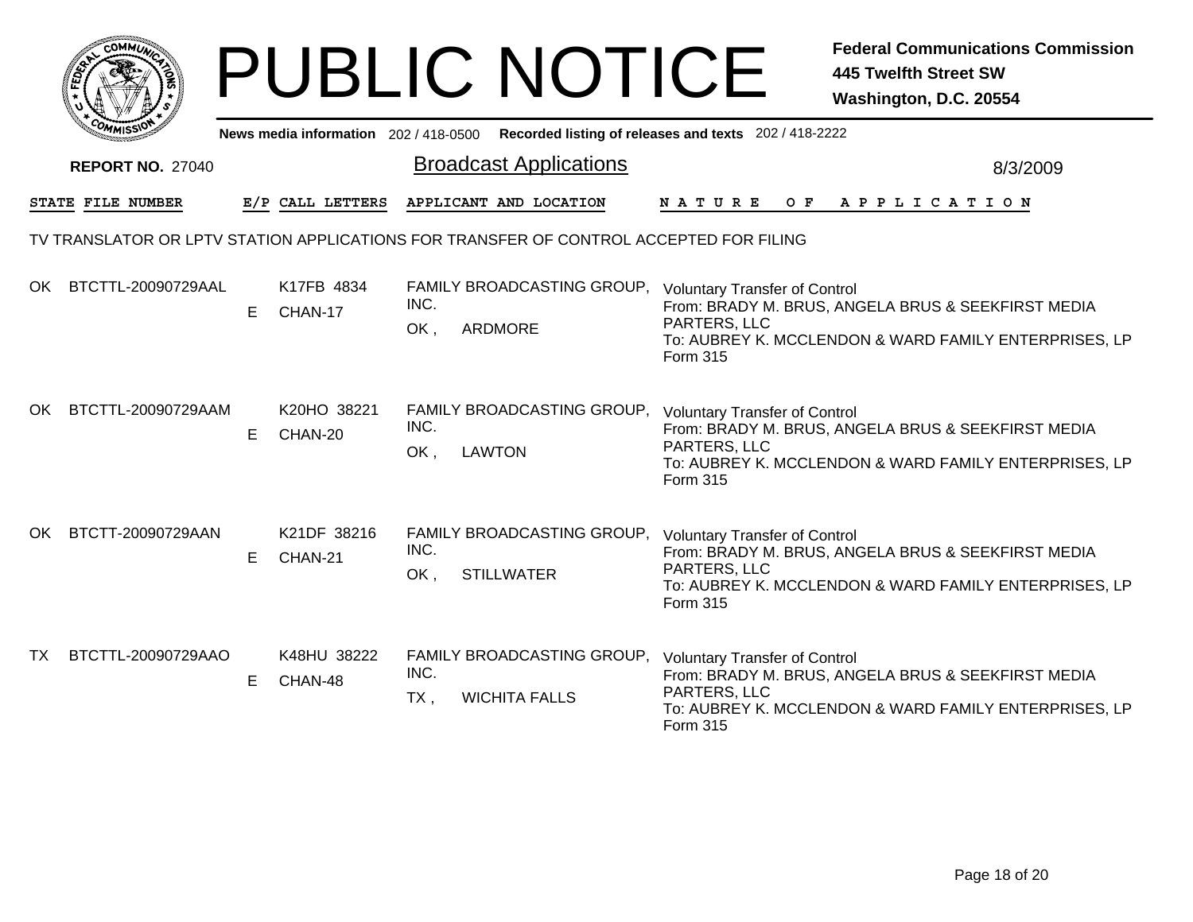# PUBLIC NOTICE

**Federal Communications Commission**
**445 Twelfth Street SW**
**Washington, D.C. 20554**

News media information 202 / 418-0500 Recorded listing of releases and texts 202 / 418-2222

**REPORT NO.** 27040

## Broadcast Applications

8/3/2009

TV TRANSLATOR OR LPTV STATION APPLICATIONS FOR TRANSFER OF CONTROL ACCEPTED FOR FILING

| STATE | FILE NUMBER | E/P | CALL LETTERS | APPLICANT AND LOCATION | NATURE OF APPLICATION |
|---|---|---|---|---|---|
| OK | BTCTTL-20090729AAL | E | K17FB 4834 CHAN-17 | FAMILY BROADCASTING GROUP, INC. OK , ARDMORE | Voluntary Transfer of Control From: BRADY M. BRUS, ANGELA BRUS & SEEKFIRST MEDIA PARTERS, LLC To: AUBREY K. MCCLENDON & WARD FAMILY ENTERPRISES, LP Form 315 |
| OK | BTCTTL-20090729AAM | E | K20HO 38221 CHAN-20 | FAMILY BROADCASTING GROUP, INC. OK , LAWTON | Voluntary Transfer of Control From: BRADY M. BRUS, ANGELA BRUS & SEEKFIRST MEDIA PARTERS, LLC To: AUBREY K. MCCLENDON & WARD FAMILY ENTERPRISES, LP Form 315 |
| OK | BTCTT-20090729AAN | E | K21DF 38216 CHAN-21 | FAMILY BROADCASTING GROUP, INC. OK , STILLWATER | Voluntary Transfer of Control From: BRADY M. BRUS, ANGELA BRUS & SEEKFIRST MEDIA PARTERS, LLC To: AUBREY K. MCCLENDON & WARD FAMILY ENTERPRISES, LP Form 315 |
| TX | BTCTTL-20090729AAO | E | K48HU 38222 CHAN-48 | FAMILY BROADCASTING GROUP, INC. TX , WICHITA FALLS | Voluntary Transfer of Control From: BRADY M. BRUS, ANGELA BRUS & SEEKFIRST MEDIA PARTERS, LLC To: AUBREY K. MCCLENDON & WARD FAMILY ENTERPRISES, LP Form 315 |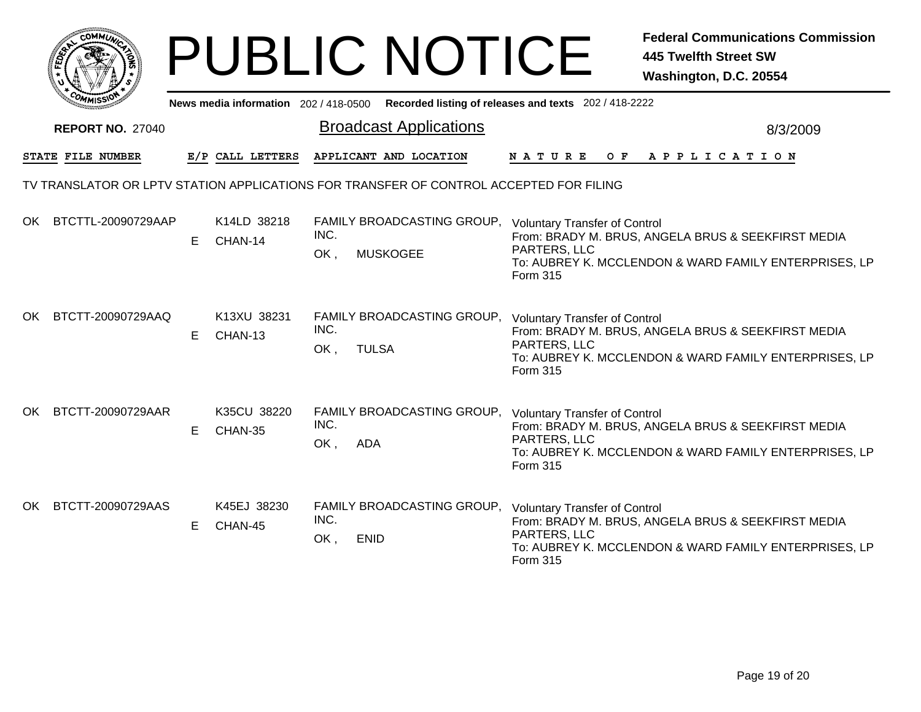# PUBLIC NOTICE

**Federal Communications Commission**
**445 Twelfth Street SW**
**Washington, D.C. 20554**

News media information 202 / 418-0500 Recorded listing of releases and texts 202 / 418-2222

**REPORT NO.** 27040

## Broadcast Applications

8/3/2009

TV TRANSLATOR OR LPTV STATION APPLICATIONS FOR TRANSFER OF CONTROL ACCEPTED FOR FILING

| STATE | FILE NUMBER | E/P | CALL LETTERS | APPLICANT AND LOCATION | NATURE OF APPLICATION |
|---|---|---|---|---|---|
| OK | BTCTTL-20090729AAP | E | K14LD 38218 CHAN-14 | FAMILY BROADCASTING GROUP, INC. OK , MUSKOGEE | Voluntary Transfer of Control From: BRADY M. BRUS, ANGELA BRUS & SEEKFIRST MEDIA PARTERS, LLC To: AUBREY K. MCCLENDON & WARD FAMILY ENTERPRISES, LP Form 315 |
| OK | BTCTT-20090729AAQ | E | K13XU 38231 CHAN-13 | FAMILY BROADCASTING GROUP, INC. OK , TULSA | Voluntary Transfer of Control From: BRADY M. BRUS, ANGELA BRUS & SEEKFIRST MEDIA PARTERS, LLC To: AUBREY K. MCCLENDON & WARD FAMILY ENTERPRISES, LP Form 315 |
| OK | BTCTT-20090729AAR | E | K35CU 38220 CHAN-35 | FAMILY BROADCASTING GROUP, INC. OK , ADA | Voluntary Transfer of Control From: BRADY M. BRUS, ANGELA BRUS & SEEKFIRST MEDIA PARTERS, LLC To: AUBREY K. MCCLENDON & WARD FAMILY ENTERPRISES, LP Form 315 |
| OK | BTCTT-20090729AAS | E | K45EJ 38230 CHAN-45 | FAMILY BROADCASTING GROUP, INC. OK , ENID | Voluntary Transfer of Control From: BRADY M. BRUS, ANGELA BRUS & SEEKFIRST MEDIA PARTERS, LLC To: AUBREY K. MCCLENDON & WARD FAMILY ENTERPRISES, LP Form 315 |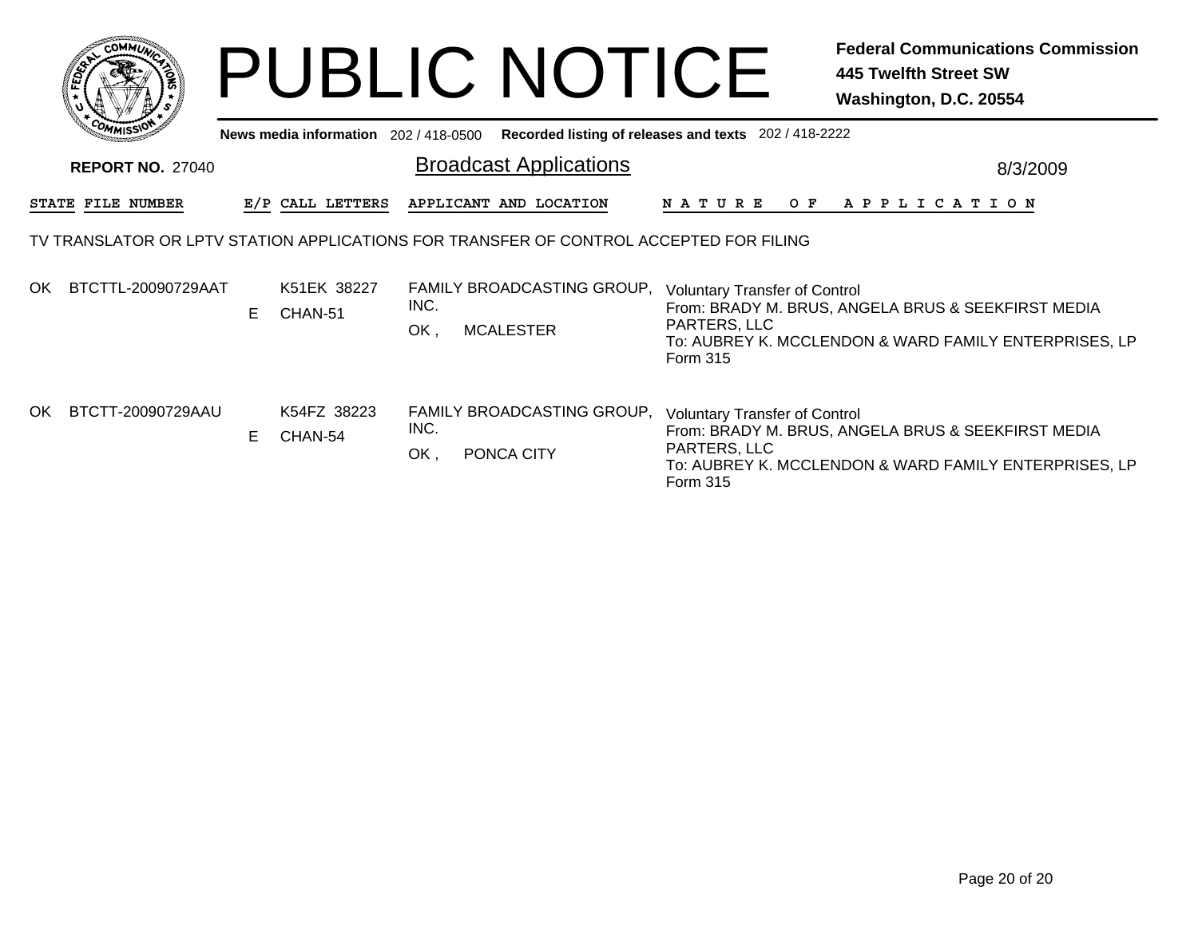# PUBLIC NOTICE

**Federal Communications Commission**
**445 Twelfth Street SW**
**Washington, D.C. 20554**

**News media information** 202 / 418-0500 **Recorded listing of releases and texts** 202 / 418-2222

**REPORT NO.** 27040

## Broadcast Applications

8/3/2009

TV TRANSLATOR OR LPTV STATION APPLICATIONS FOR TRANSFER OF CONTROL ACCEPTED FOR FILING

| STATE | FILE NUMBER | E/P | CALL LETTERS | APPLICANT AND LOCATION | NATURE OF APPLICATION |
|---|---|---|---|---|---|
| OK | BTCTTL-20090729AAT | E | K51EK 38227 CHAN-51 | FAMILY BROADCASTING GROUP, INC. OK , MCALESTER | Voluntary Transfer of Control From: BRADY M. BRUS, ANGELA BRUS & SEEKFIRST MEDIA PARTERS, LLC To: AUBREY K. MCCLENDON & WARD FAMILY ENTERPRISES, LP Form 315 |
| OK | BTCTT-20090729AAU | E | K54FZ 38223 CHAN-54 | FAMILY BROADCASTING GROUP, INC. OK , PONCA CITY | Voluntary Transfer of Control From: BRADY M. BRUS, ANGELA BRUS & SEEKFIRST MEDIA PARTERS, LLC To: AUBREY K. MCCLENDON & WARD FAMILY ENTERPRISES, LP Form 315 |